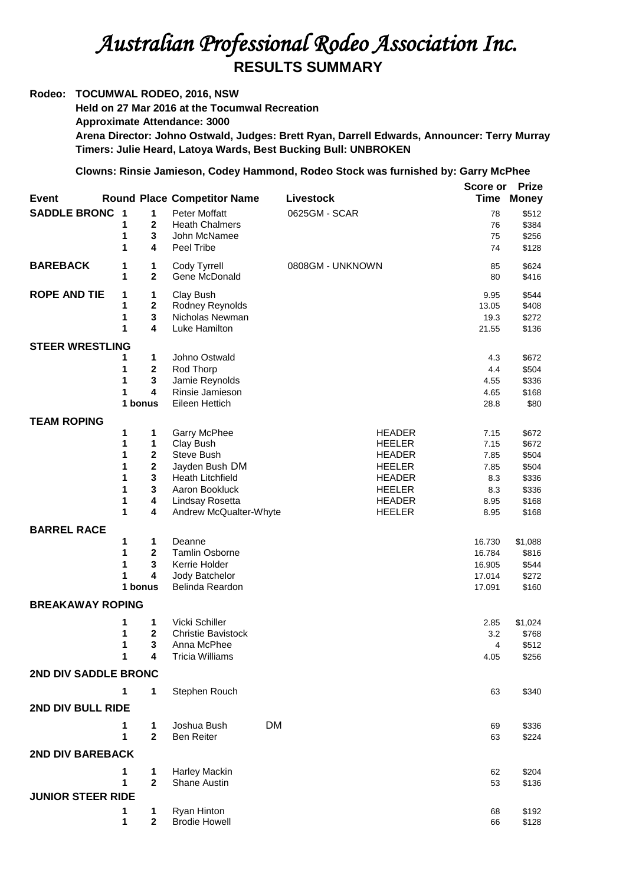# *Australian Professional Rodeo Association Inc.*

## RESULTS SUMMARY

**Rodeo: TOCUMWAL RODEO, 2016, NSW**
**Held on 27 Mar 2016 at the Tocumwal Recreation**
**Approximate Attendance: 3000**
**Arena Director: Johno Ostwald, Judges: Brett Ryan, Darrell Edwards, Announcer: Terry Murray**
**Timers: Julie Heard, Latoya Wards, Best Bucking Bull: UNBROKEN**

**Clowns: Rinsie Jamieson, Codey Hammond, Rodeo Stock was furnished by: Garry McPhee**

| Event | Round | Place | Competitor Name | Livestock | | Score or Time | Prize Money |
|---|---|---|---|---|---|---|---|
| **SADDLE BRONC** | 1 | 1 | Peter Moffatt | 0625GM - SCAR | | 78 | $512 |
| | 1 | 2 | Heath Chalmers | | | 76 | $384 |
| | 1 | 3 | John McNamee | | | 75 | $256 |
| | 1 | 4 | Peel Tribe | | | 74 | $128 |
| **BAREBACK** | 1 | 1 | Cody Tyrrell | 0808GM - UNKNOWN | | 85 | $624 |
| | 1 | 2 | Gene McDonald | | | 80 | $416 |
| **ROPE AND TIE** | 1 | 1 | Clay Bush | | | 9.95 | $544 |
| | 1 | 2 | Rodney Reynolds | | | 13.05 | $408 |
| | 1 | 3 | Nicholas Newman | | | 19.3 | $272 |
| | 1 | 4 | Luke Hamilton | | | 21.55 | $136 |
| **STEER WRESTLING** | | | | | | | |
| | 1 | 1 | Johno Ostwald | | | 4.3 | $672 |
| | 1 | 2 | Rod Thorp | | | 4.4 | $504 |
| | 1 | 3 | Jamie Reynolds | | | 4.55 | $336 |
| | 1 | 4 | Rinsie Jamieson | | | 4.65 | $168 |
| | 1 | bonus | Eileen Hettich | | | 28.8 | $80 |
| **TEAM ROPING** | | | | | | | |
| | 1 | 1 | Garry McPhee | | HEADER | 7.15 | $672 |
| | 1 | 1 | Clay Bush | | HEELER | 7.15 | $672 |
| | 1 | 2 | Steve Bush | | HEADER | 7.85 | $504 |
| | 1 | 2 | Jayden Bush DM | | HEELER | 7.85 | $504 |
| | 1 | 3 | Heath Litchfield | | HEADER | 8.3 | $336 |
| | 1 | 3 | Aaron Bookluck | | HEELER | 8.3 | $336 |
| | 1 | 4 | Lindsay Rosetta | | HEADER | 8.95 | $168 |
| | 1 | 4 | Andrew McQualter-Whyte | | HEELER | 8.95 | $168 |
| **BARREL RACE** | | | | | | | |
| | 1 | 1 | Deanne | | | 16.730 | $1,088 |
| | 1 | 2 | Tamlin Osborne | | | 16.784 | $816 |
| | 1 | 3 | Kerrie Holder | | | 16.905 | $544 |
| | 1 | 4 | Jody Batchelor | | | 17.014 | $272 |
| | 1 | bonus | Belinda Reardon | | | 17.091 | $160 |
| **BREAKAWAY ROPING** | | | | | | | |
| | 1 | 1 | Vicki Schiller | | | 2.85 | $1,024 |
| | 1 | 2 | Christie Bavistock | | | 3.2 | $768 |
| | 1 | 3 | Anna McPhee | | | 4 | $512 |
| | 1 | 4 | Tricia Williams | | | 4.05 | $256 |
| **2ND DIV SADDLE BRONC** | | | | | | | |
| | 1 | 1 | Stephen Rouch | | | 63 | $340 |
| **2ND DIV BULL RIDE** | | | | | | | |
| | 1 | 1 | Joshua Bush DM | | | 69 | $336 |
| | 1 | 2 | Ben Reiter | | | 63 | $224 |
| **2ND DIV BAREBACK** | | | | | | | |
| | 1 | 1 | Harley Mackin | | | 62 | $204 |
| | 1 | 2 | Shane Austin | | | 53 | $136 |
| **JUNIOR STEER RIDE** | | | | | | | |
| | 1 | 1 | Ryan Hinton | | | 68 | $192 |
| | 1 | 2 | Brodie Howell | | | 66 | $128 |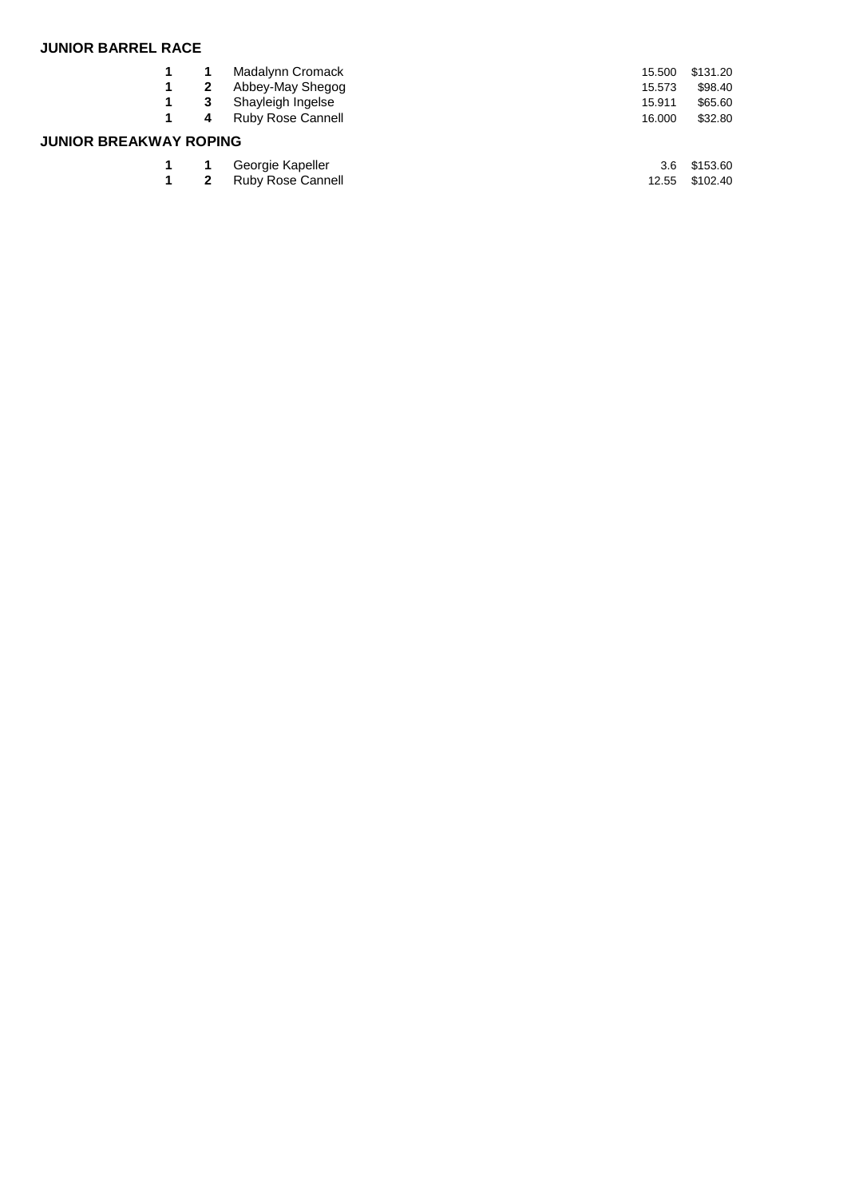## JUNIOR BARREL RACE

| | | | | |
|---|---|---|---|---|
| **1** | **1** | Madalynn Cromack | 15.500 | $131.20 |
| **1** | **2** | Abbey-May Shegog | 15.573 | $98.40 |
| **1** | **3** | Shayleigh Ingelse | 15.911 | $65.60 |
| **1** | **4** | Ruby Rose Cannell | 16.000 | $32.80 |

## JUNIOR BREAKWAY ROPING

| | | | | |
|---|---|---|---|---|
| **1** | **1** | Georgie Kapeller | 3.6 | $153.60 |
| **1** | **2** | Ruby Rose Cannell | 12.55 | $102.40 |